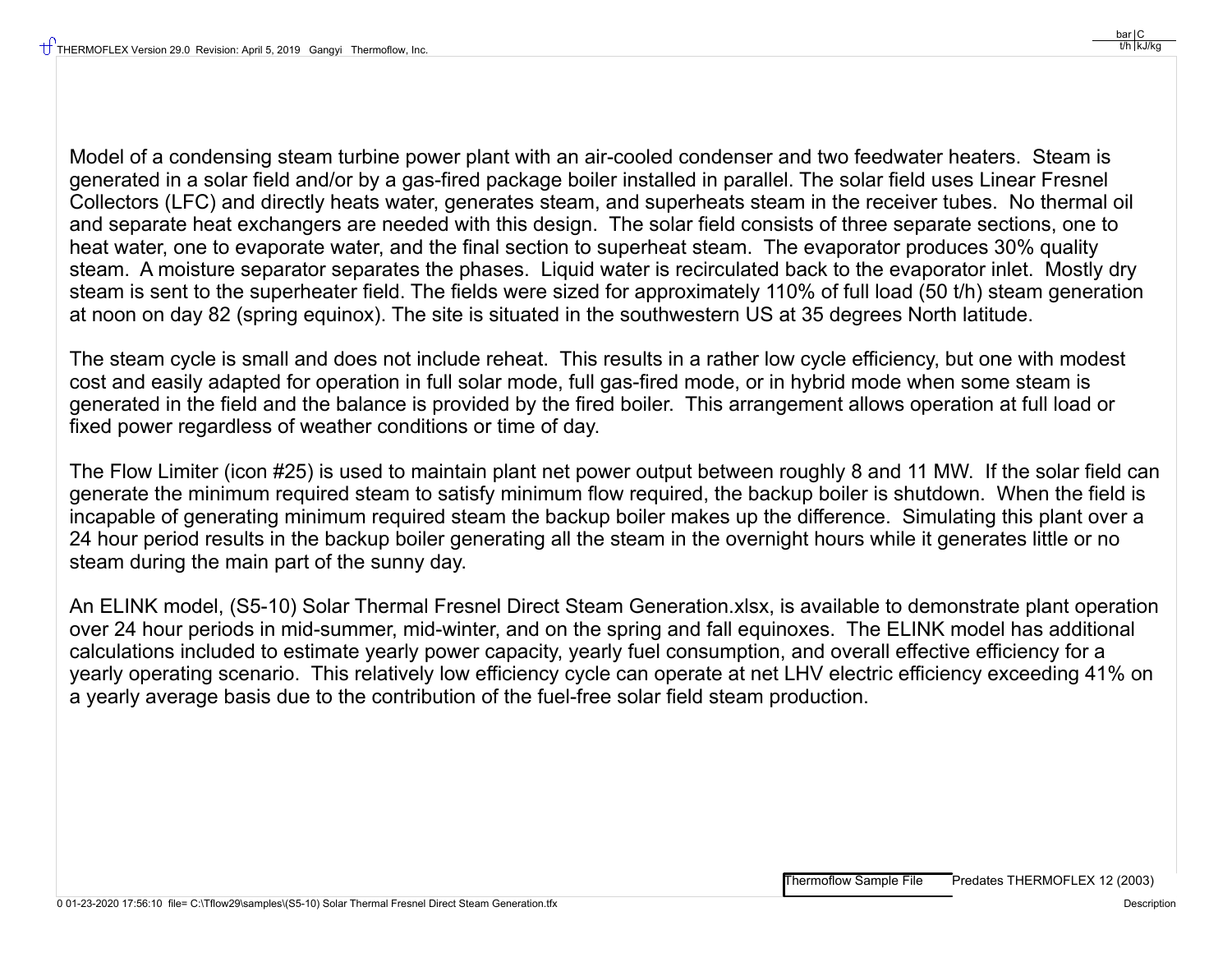Model of a condensing steam turbine power plant with an air-cooled condenser and two feedwater heaters. Steam is generated in a solar field and/or by a gas-fired package boiler installed in parallel. The solar field uses Linear Fresnel Collectors (LFC) and directly heats water, generates steam, and superheats steam in the receiver tubes. No thermal oil and separate heat exchangers are needed with this design. The solar field consists of three separate sections, one to heat water, one to evaporate water, and the final section to superheat steam. The evaporator produces 30% quality steam. A moisture separator separates the phases. Liquid water is recirculated back to the evaporator inlet. Mostly dry steam is sent to the superheater field. The fields were sized for approximately 110% of full load (50 t/h) steam generation at noon on day 82 (spring equinox). The site is situated in the southwestern US at 35 degrees North latitude.

The steam cycle is small and does not include reheat. This results in a rather low cycle efficiency, but one with modest cost and easily adapted for operation in full solar mode, full gas-fired mode, or in hybrid mode when some steam is generated in the field and the balance is provided by the fired boiler. This arrangement allows operation at full load or fixed power regardless of weather conditions or time of day.

The Flow Limiter (icon #25) is used to maintain plant net power output between roughly 8 and 11 MW. If the solar field can generate the minimum required steam to satisfy minimum flow required, the backup boiler is shutdown. When the field is incapable of generating minimum required steam the backup boiler makes up the difference. Simulating this plant over a 24 hour period results in the backup boiler generating all the steam in the overnight hours while it generates little or no steam during the main part of the sunny day.

An ELINK model, (S5-10) Solar Thermal Fresnel Direct Steam Generation.xlsx, is available to demonstrate plant operation over 24 hour periods in mid-summer, mid-winter, and on the spring and fall equinoxes. The ELINK model has additional calculations included to estimate yearly power capacity, yearly fuel consumption, and overall effective efficiency for a yearly operating scenario. This relatively low efficiency cycle can operate at net LHV electric efficiency exceeding 41% on a yearly average basis due to the contribution of the fuel-free solar field steam production.

Thermoflow Sample File    Predates THERMOFLEX 12 (2003)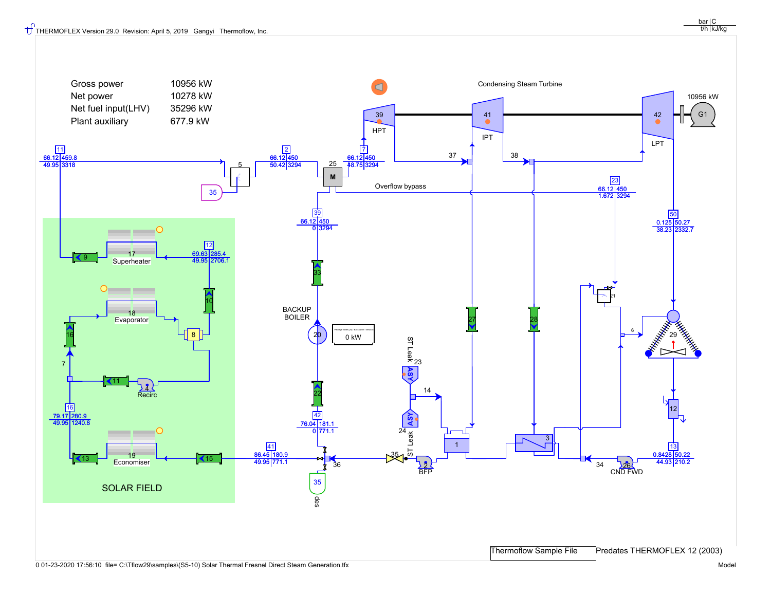THERMOFLEX Version 29.0 Revision: April 5, 2019 Gangyi Thermoflow, Inc.

bar | C
t/h | kJ/kg

| | |
|---|---|
| Gross power | 10956 kW |
| Net power | 10278 kW |
| Net fuel input(LHV) | 35296 kW |
| Plant auxiliary | 677.9 kW |

Condensing Steam Turbine

39 HPT — 41 IPT — 42 LPT — G1 10956 kW

| Stream | Pressure (bar) | Temperature (C) | Flow (t/h) | Enthalpy (kJ/kg) |
|---|---|---|---|---|
| 11 | 66.12 | 459.8 | 49.95 | 3318 |
| 2 | 66.12 | 450 | 50.42 | 3294 |
| 7 | 66.12 | 450 | 48.75 | 3294 |
| 23 | 66.12 | 450 | 1.672 | 3294 |
| 39 | 66.12 | 450 | 0 | 3294 |
| 12 | 69.63 | 285.4 | 49.95 | 2706.1 |
| 50 | 0.125 | 50.27 | 38.23 | 2332.7 |
| 16 | 79.17 | 280.9 | 49.95 | 1240.8 |
| 42 | 76.04 | 181.1 | 0 | 771.1 |
| 41 | 86.45 | 180.9 | 49.95 | 771.1 |
| 13 | 0.8428 | 50.22 | 44.93 | 210.2 |

Overflow bypass

BACKUP BOILER 20 — 0 kW

SOLAR FIELD: 17 Superheater, 18 Evaporator, 4 Recirc, 19 Economiser

ST Leak 23, ST Leak 24, BFP, CND FWD, des 35

Thermoflow Sample File — Predates THERMOFLEX 12 (2003)

0 01-23-2020 17:56:10 file= C:\Tflow29\samples\(S5-10) Solar Thermal Fresnel Direct Steam Generation.tfx — Model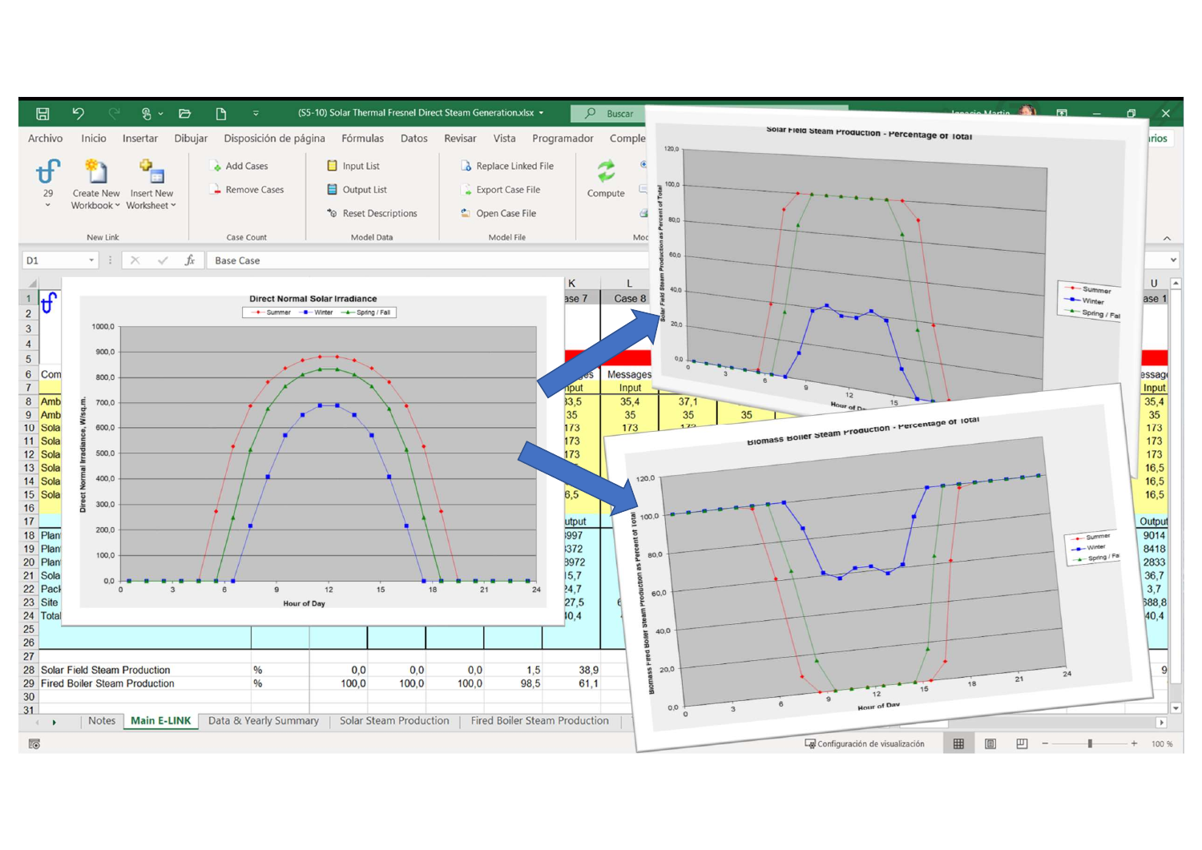Direct Normal Solar Irradiance

Solar Field Steam Production - Percentage of Total

Biomass Boiler Steam Production - Percentage of Total

| | | | | | | | |
|---|---|---|---|---|---|---|---|
| 28 | Solar Field Steam Production | % | 0,0 | 0,0 | 0,0 | 1,5 | 38,9 |
| 29 | Fired Boiler Steam Production | % | 100,0 | 100,0 | 100,0 | 98,5 | 61,1 |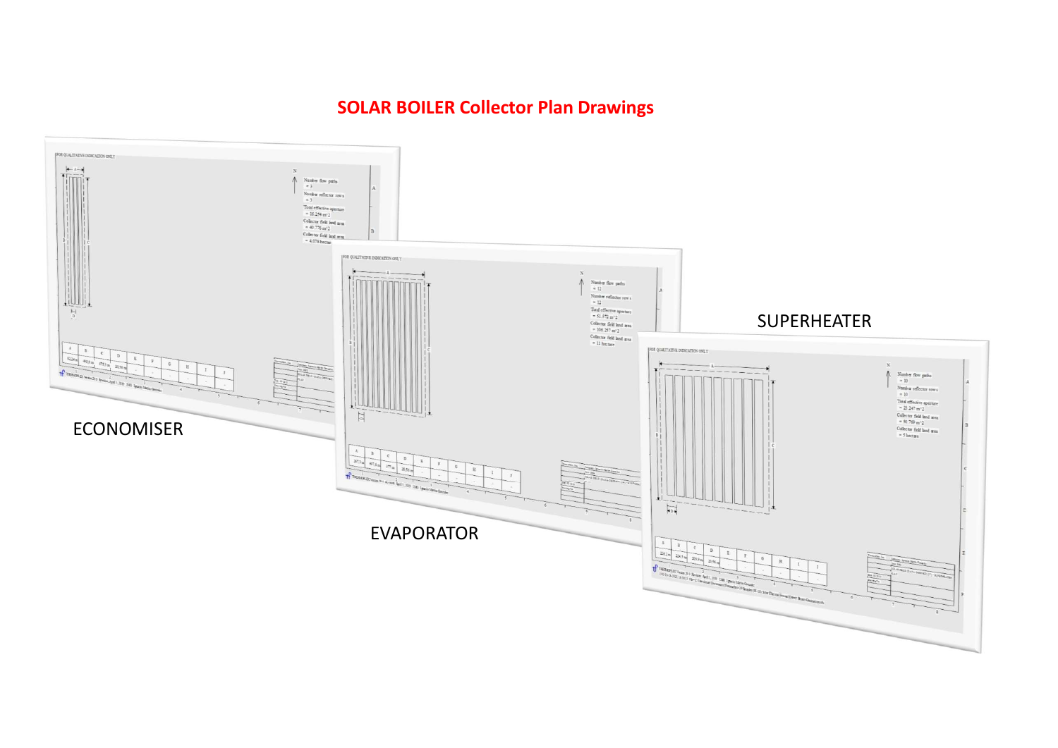# SOLAR BOILER Collector Plan Drawings

ECONOMISER

EVAPORATOR

SUPERHEATER